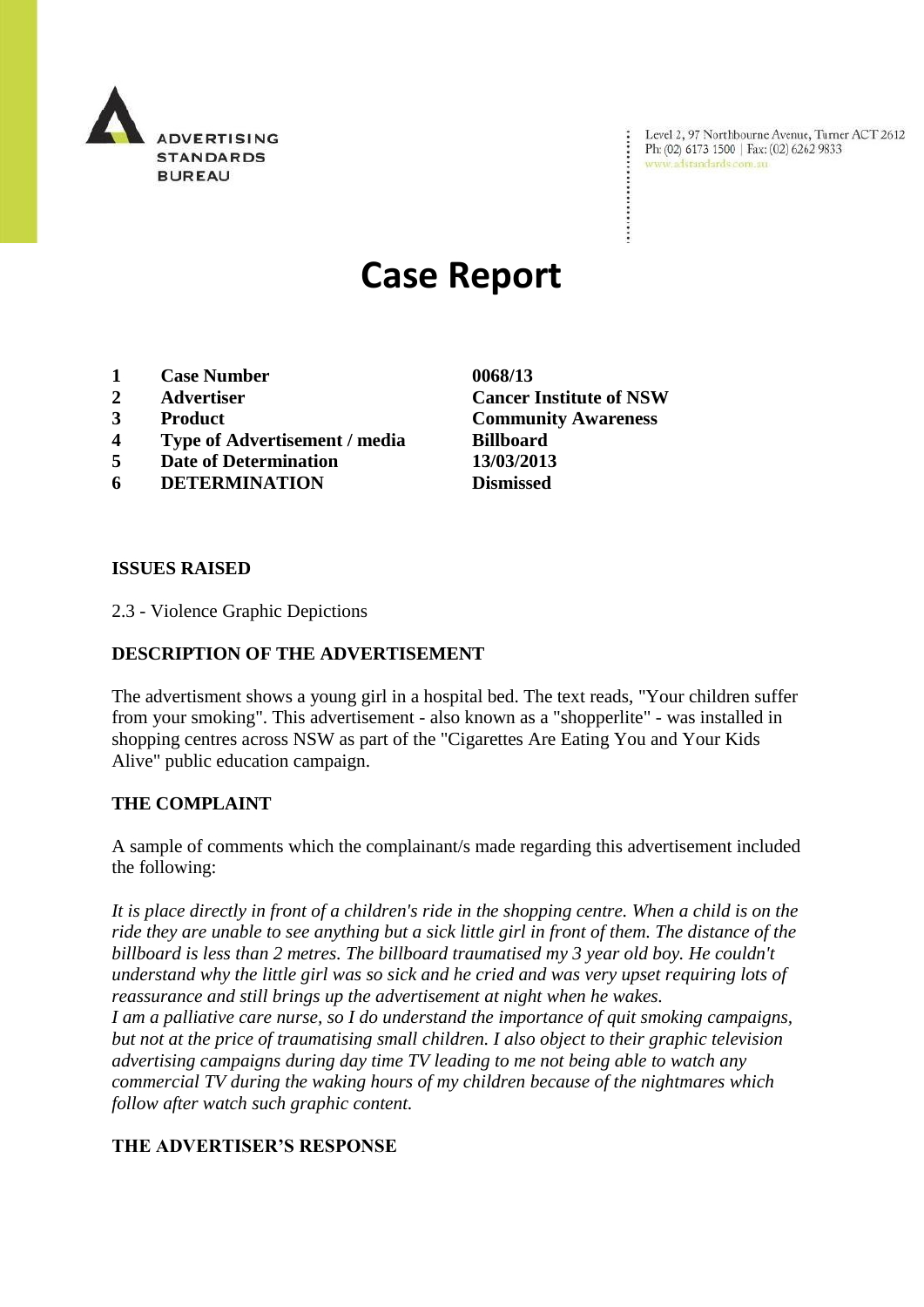ADVERTISING STANDARDS BUREAU

Level 2, 97 Northbourne Avenue, Turner ACT 2612
Ph: (02) 6173 1500 | Fax: (02) 6262 9833
www.adstandards.com.au

# Case Report

| | | |
|---|---|---|
| 1 | **Case Number** | **0068/13** |
| 2 | **Advertiser** | **Cancer Institute of NSW** |
| 3 | **Product** | **Community Awareness** |
| 4 | **Type of Advertisement / media** | **Billboard** |
| 5 | **Date of Determination** | **13/03/2013** |
| 6 | **DETERMINATION** | **Dismissed** |

**ISSUES RAISED**

2.3 - Violence Graphic Depictions

**DESCRIPTION OF THE ADVERTISEMENT**

The advertisment shows a young girl in a hospital bed. The text reads, "Your children suffer from your smoking". This advertisement - also known as a "shopperlite" - was installed in shopping centres across NSW as part of the "Cigarettes Are Eating You and Your Kids Alive" public education campaign.

**THE COMPLAINT**

A sample of comments which the complainant/s made regarding this advertisement included the following:

*It is place directly in front of a children's ride in the shopping centre. When a child is on the ride they are unable to see anything but a sick little girl in front of them. The distance of the billboard is less than 2 metres. The billboard traumatised my 3 year old boy. He couldn't understand why the little girl was so sick and he cried and was very upset requiring lots of reassurance and still brings up the advertisement at night when he wakes.*
*I am a palliative care nurse, so I do understand the importance of quit smoking campaigns, but not at the price of traumatising small children. I also object to their graphic television advertising campaigns during day time TV leading to me not being able to watch any commercial TV during the waking hours of my children because of the nightmares which follow after watch such graphic content.*

**THE ADVERTISER'S RESPONSE**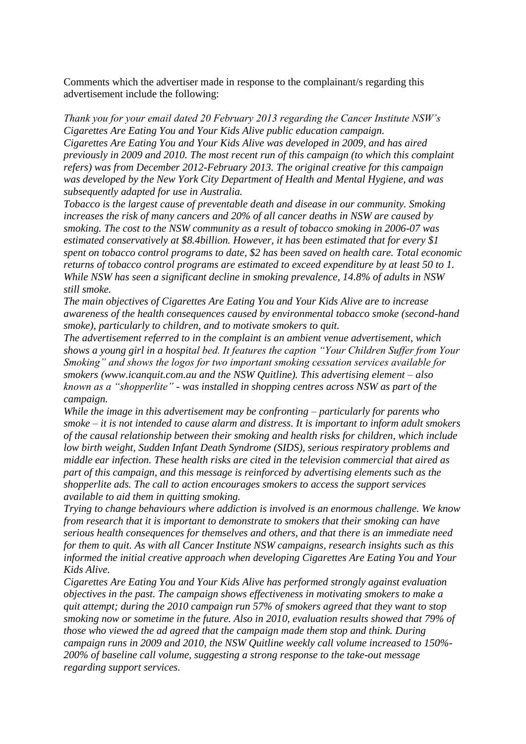Comments which the advertiser made in response to the complainant/s regarding this advertisement include the following:

*Thank you for your email dated 20 February 2013 regarding the Cancer Institute NSW's Cigarettes Are Eating You and Your Kids Alive public education campaign.*

*Cigarettes Are Eating You and Your Kids Alive was developed in 2009, and has aired previously in 2009 and 2010. The most recent run of this campaign (to which this complaint refers) was from December 2012-February 2013. The original creative for this campaign was developed by the New York City Department of Health and Mental Hygiene, and was subsequently adapted for use in Australia.*

*Tobacco is the largest cause of preventable death and disease in our community. Smoking increases the risk of many cancers and 20% of all cancer deaths in NSW are caused by smoking. The cost to the NSW community as a result of tobacco smoking in 2006-07 was estimated conservatively at $8.4billion. However, it has been estimated that for every $1 spent on tobacco control programs to date, $2 has been saved on health care. Total economic returns of tobacco control programs are estimated to exceed expenditure by at least 50 to 1. While NSW has seen a significant decline in smoking prevalence, 14.8% of adults in NSW still smoke.*

*The main objectives of Cigarettes Are Eating You and Your Kids Alive are to increase awareness of the health consequences caused by environmental tobacco smoke (second-hand smoke), particularly to children, and to motivate smokers to quit.*

*The advertisement referred to in the complaint is an ambient venue advertisement, which shows a young girl in a hospital bed. It features the caption "Your Children Suffer from Your Smoking" and shows the logos for two important smoking cessation services available for smokers (www.icanquit.com.au and the NSW Quitline). This advertising element – also known as a "shopperlite" - was installed in shopping centres across NSW as part of the campaign.*

*While the image in this advertisement may be confronting – particularly for parents who smoke – it is not intended to cause alarm and distress. It is important to inform adult smokers of the causal relationship between their smoking and health risks for children, which include low birth weight, Sudden Infant Death Syndrome (SIDS), serious respiratory problems and middle ear infection. These health risks are cited in the television commercial that aired as part of this campaign, and this message is reinforced by advertising elements such as the shopperlite ads. The call to action encourages smokers to access the support services available to aid them in quitting smoking.*

*Trying to change behaviours where addiction is involved is an enormous challenge. We know from research that it is important to demonstrate to smokers that their smoking can have serious health consequences for themselves and others, and that there is an immediate need for them to quit. As with all Cancer Institute NSW campaigns, research insights such as this informed the initial creative approach when developing Cigarettes Are Eating You and Your Kids Alive.*

*Cigarettes Are Eating You and Your Kids Alive has performed strongly against evaluation objectives in the past. The campaign shows effectiveness in motivating smokers to make a quit attempt; during the 2010 campaign run 57% of smokers agreed that they want to stop smoking now or sometime in the future. Also in 2010, evaluation results showed that 79% of those who viewed the ad agreed that the campaign made them stop and think. During campaign runs in 2009 and 2010, the NSW Quitline weekly call volume increased to 150%-200% of baseline call volume, suggesting a strong response to the take-out message regarding support services.*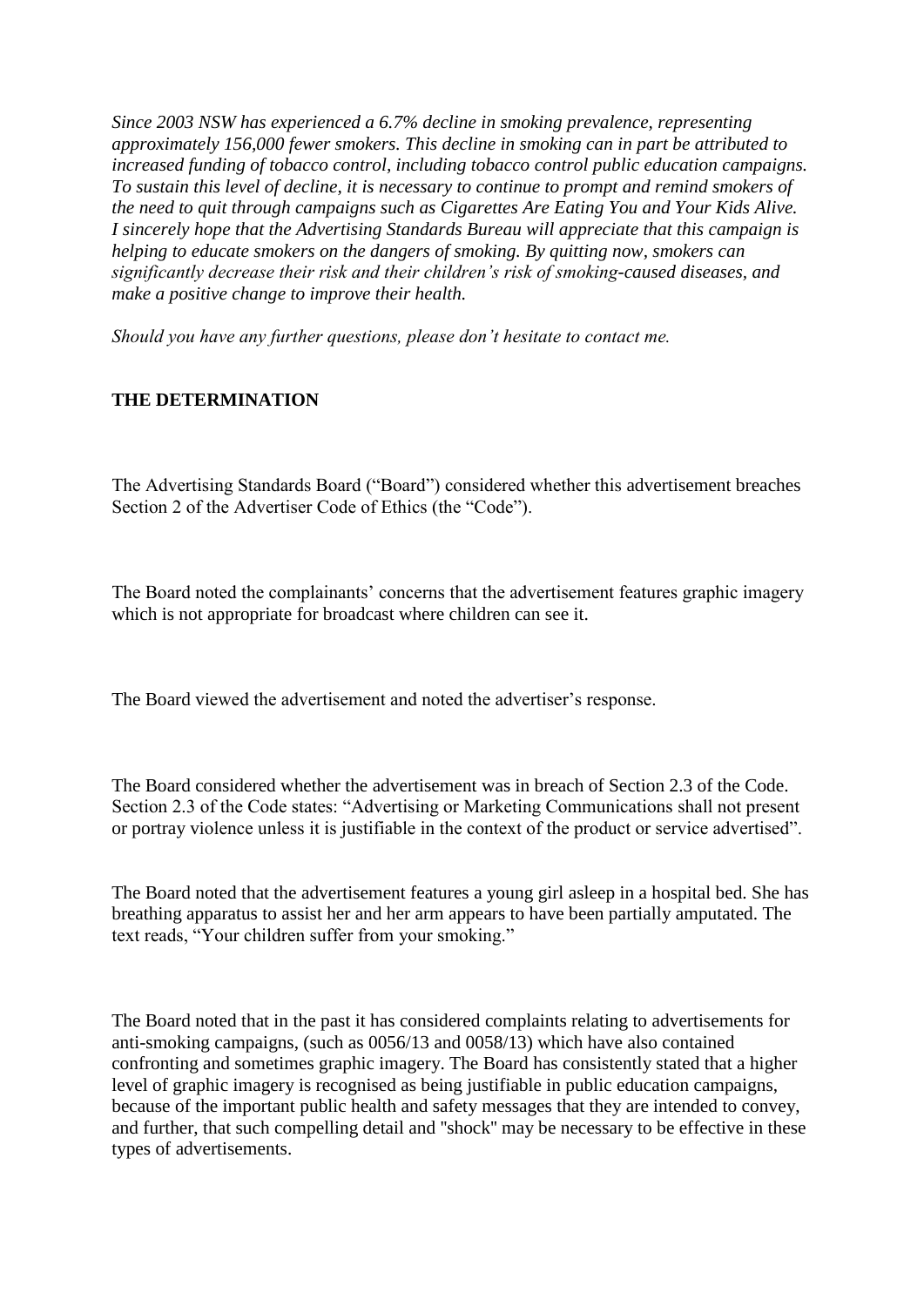*Since 2003 NSW has experienced a 6.7% decline in smoking prevalence, representing approximately 156,000 fewer smokers. This decline in smoking can in part be attributed to increased funding of tobacco control, including tobacco control public education campaigns. To sustain this level of decline, it is necessary to continue to prompt and remind smokers of the need to quit through campaigns such as Cigarettes Are Eating You and Your Kids Alive. I sincerely hope that the Advertising Standards Bureau will appreciate that this campaign is helping to educate smokers on the dangers of smoking. By quitting now, smokers can significantly decrease their risk and their children's risk of smoking-caused diseases, and make a positive change to improve their health.*

*Should you have any further questions, please don't hesitate to contact me.*

**THE DETERMINATION**

The Advertising Standards Board ("Board") considered whether this advertisement breaches Section 2 of the Advertiser Code of Ethics (the "Code").

The Board noted the complainants' concerns that the advertisement features graphic imagery which is not appropriate for broadcast where children can see it.

The Board viewed the advertisement and noted the advertiser's response.

The Board considered whether the advertisement was in breach of Section 2.3 of the Code. Section 2.3 of the Code states: "Advertising or Marketing Communications shall not present or portray violence unless it is justifiable in the context of the product or service advertised".

The Board noted that the advertisement features a young girl asleep in a hospital bed. She has breathing apparatus to assist her and her arm appears to have been partially amputated. The text reads, "Your children suffer from your smoking."

The Board noted that in the past it has considered complaints relating to advertisements for anti-smoking campaigns, (such as 0056/13 and 0058/13) which have also contained confronting and sometimes graphic imagery. The Board has consistently stated that a higher level of graphic imagery is recognised as being justifiable in public education campaigns, because of the important public health and safety messages that they are intended to convey, and further, that such compelling detail and "shock" may be necessary to be effective in these types of advertisements.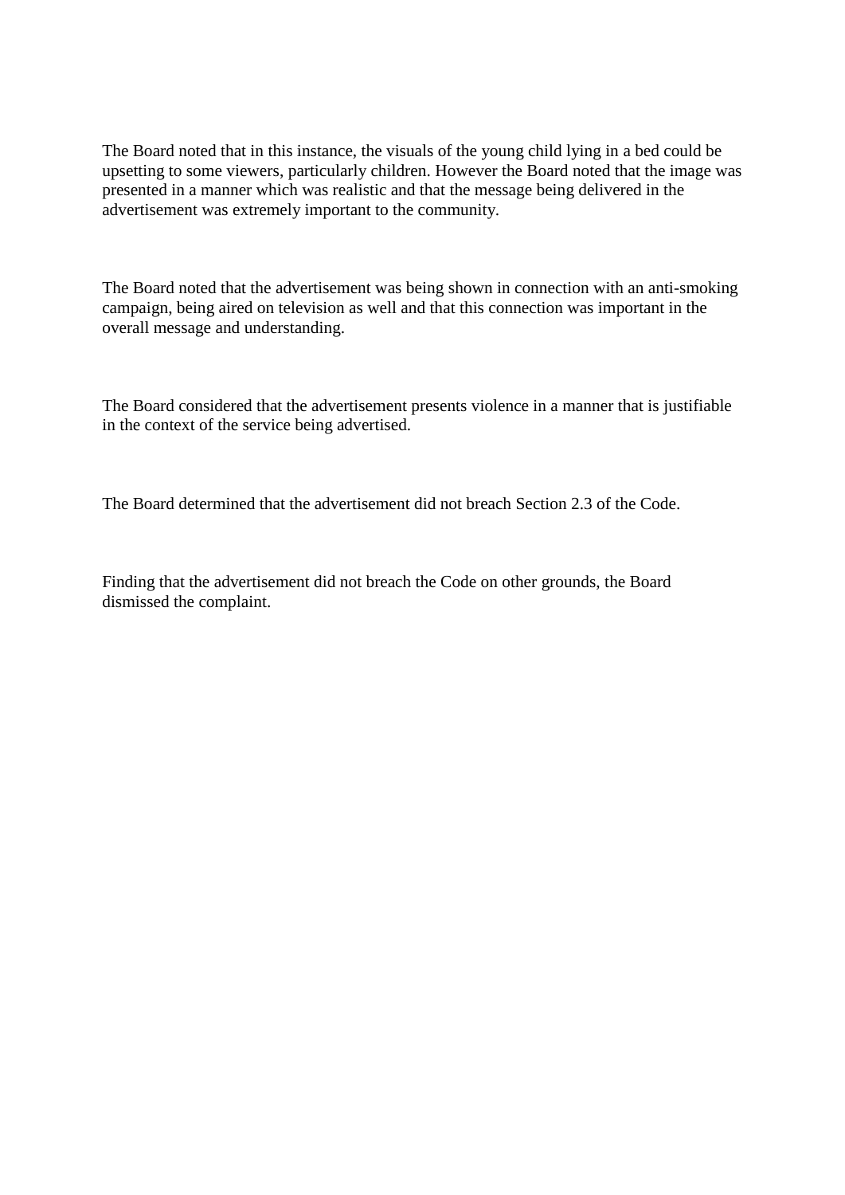The Board noted that in this instance, the visuals of the young child lying in a bed could be upsetting to some viewers, particularly children. However the Board noted that the image was presented in a manner which was realistic and that the message being delivered in the advertisement was extremely important to the community.

The Board noted that the advertisement was being shown in connection with an anti-smoking campaign, being aired on television as well and that this connection was important in the overall message and understanding.

The Board considered that the advertisement presents violence in a manner that is justifiable in the context of the service being advertised.

The Board determined that the advertisement did not breach Section 2.3 of the Code.

Finding that the advertisement did not breach the Code on other grounds, the Board dismissed the complaint.